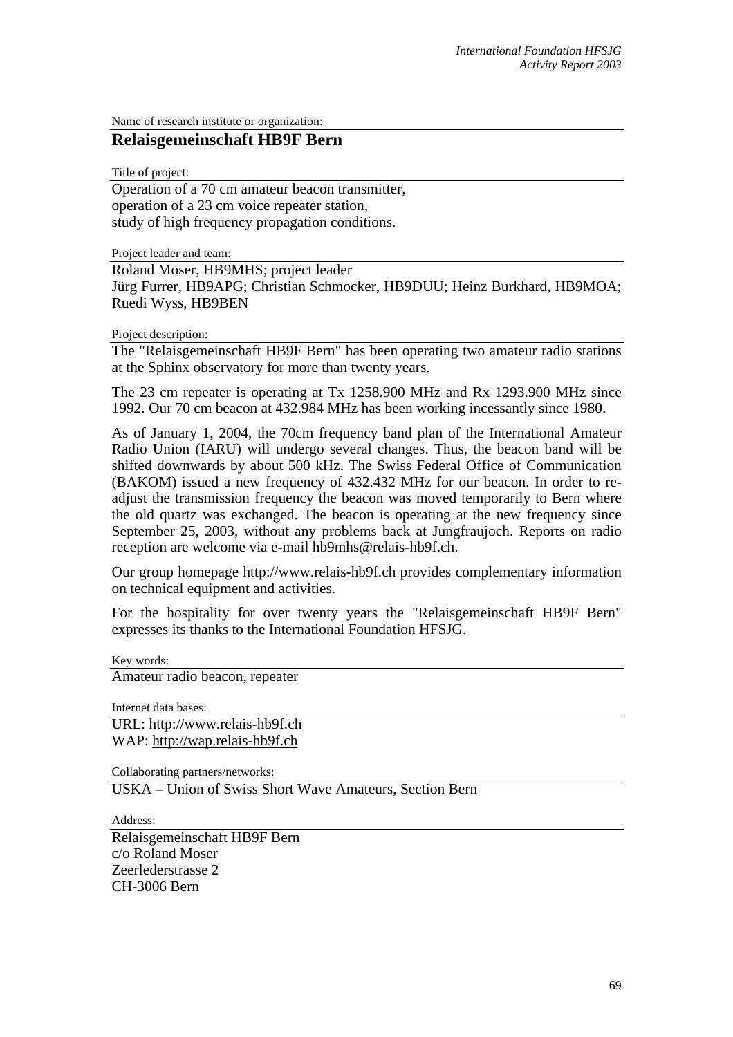Name of research institute or organization:

## Relaisgemeinschaft HB9F Bern

Title of project:

Operation of a 70 cm amateur beacon transmitter,
operation of a 23 cm voice repeater station,
study of high frequency propagation conditions.

Project leader and team:

Roland Moser, HB9MHS; project leader
Jürg Furrer, HB9APG; Christian Schmocker, HB9DUU; Heinz Burkhard, HB9MOA; Ruedi Wyss, HB9BEN

Project description:

The "Relaisgemeinschaft HB9F Bern" has been operating two amateur radio stations at the Sphinx observatory for more than twenty years.

The 23 cm repeater is operating at Tx 1258.900 MHz and Rx 1293.900 MHz since 1992. Our 70 cm beacon at 432.984 MHz has been working incessantly since 1980.

As of January 1, 2004, the 70cm frequency band plan of the International Amateur Radio Union (IARU) will undergo several changes. Thus, the beacon band will be shifted downwards by about 500 kHz. The Swiss Federal Office of Communication (BAKOM) issued a new frequency of 432.432 MHz for our beacon. In order to re-adjust the transmission frequency the beacon was moved temporarily to Bern where the old quartz was exchanged. The beacon is operating at the new frequency since September 25, 2003, without any problems back at Jungfraujoch. Reports on radio reception are welcome via e-mail hb9mhs@relais-hb9f.ch.

Our group homepage http://www.relais-hb9f.ch provides complementary information on technical equipment and activities.

For the hospitality for over twenty years the "Relaisgemeinschaft HB9F Bern" expresses its thanks to the International Foundation HFSJG.

Key words:

Amateur radio beacon, repeater

Internet data bases:

URL: http://www.relais-hb9f.ch
WAP: http://wap.relais-hb9f.ch

Collaborating partners/networks:

USKA – Union of Swiss Short Wave Amateurs, Section Bern

Address:

Relaisgemeinschaft HB9F Bern
c/o Roland Moser
Zeerlederstrasse 2
CH-3006 Bern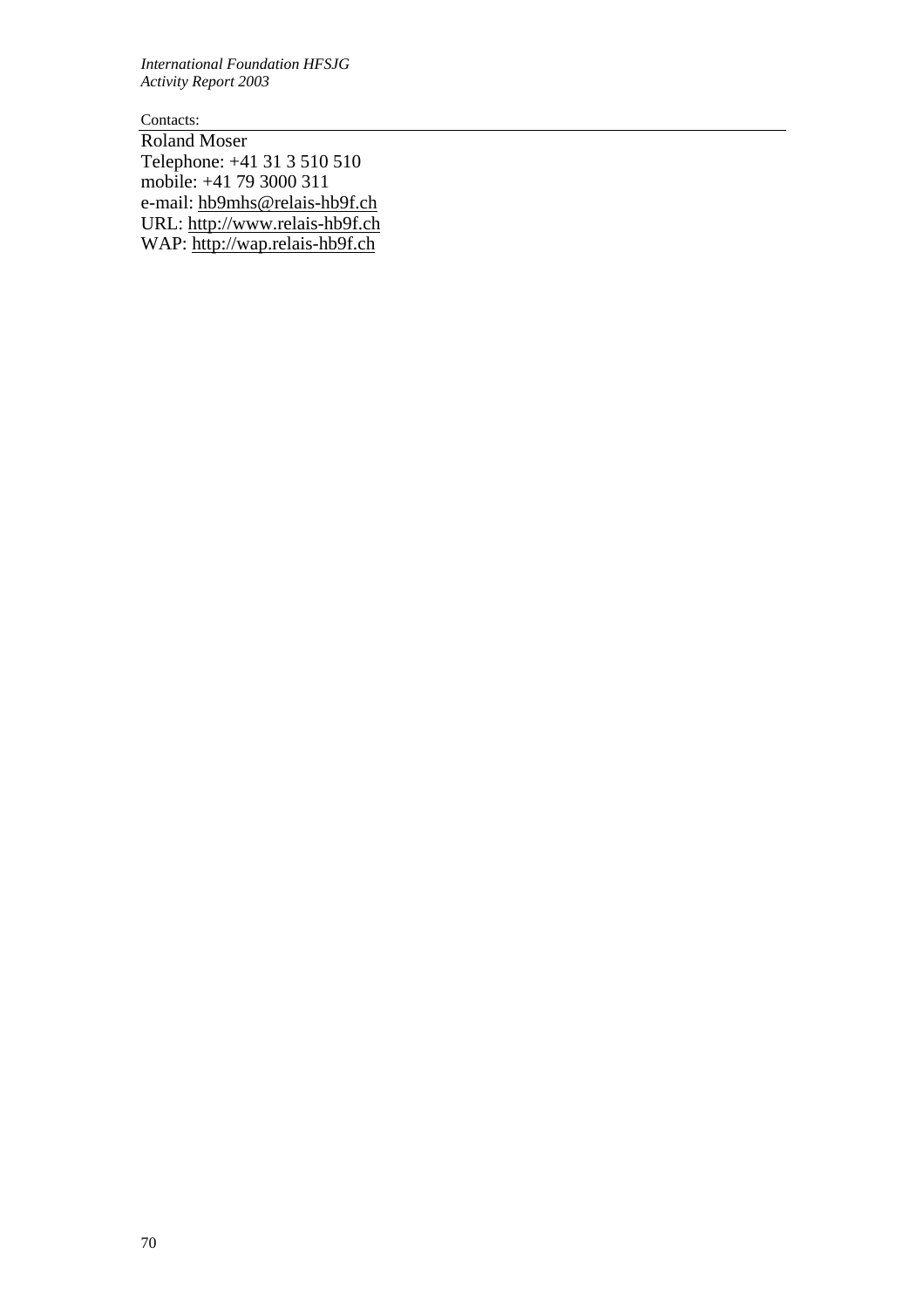Contacts:

Roland Moser
Telephone: +41 31 3 510 510
mobile: +41 79 3000 311
e-mail: hb9mhs@relais-hb9f.ch
URL: http://www.relais-hb9f.ch
WAP: http://wap.relais-hb9f.ch